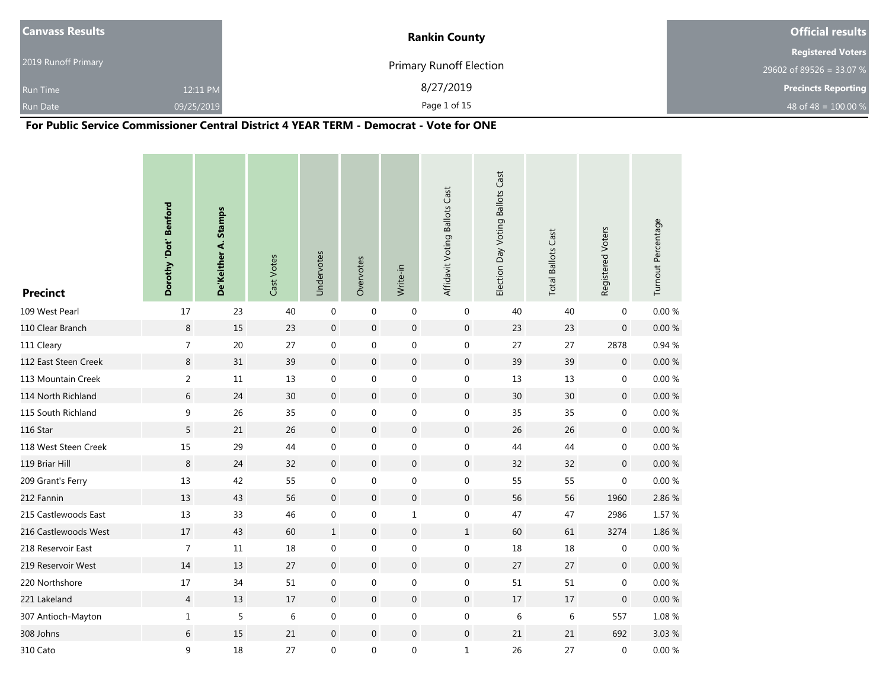| Canvass Results | | Rankin County | Official results |
|---|---|---|---|
| 2019 Runoff Primary | | Primary Runoff Election | Registered Voters |
| Run Time | 12:11 PM | 8/27/2019 | 29602 of 89526 = 33.07 % |
| Run Date | 09/25/2019 | | Precincts Reporting |
| | | | 48 of 48 = 100.00 % |

**For Public Service Commissioner Central District 4 YEAR TERM - Democrat - Vote for ONE**

| Precinct | Dorothy 'Dot' Benford | De'Keither A. Stamps | Cast Votes | Undervotes | Overvotes | Write-in | Affidavit Voting Ballots Cast | Election Day Voting Ballots Cast | Total Ballots Cast | Registered Voters | Turnout Percentage |
|---|---|---|---|---|---|---|---|---|---|---|---|
| 109 West Pearl | 17 | 23 | 40 | 0 | 0 | 0 | 0 | 40 | 40 | 0 | 0.00 % |
| 110 Clear Branch | 8 | 15 | 23 | 0 | 0 | 0 | 0 | 23 | 23 | 0 | 0.00 % |
| 111 Cleary | 7 | 20 | 27 | 0 | 0 | 0 | 0 | 27 | 27 | 2878 | 0.94 % |
| 112 East Steen Creek | 8 | 31 | 39 | 0 | 0 | 0 | 0 | 39 | 39 | 0 | 0.00 % |
| 113 Mountain Creek | 2 | 11 | 13 | 0 | 0 | 0 | 0 | 13 | 13 | 0 | 0.00 % |
| 114 North Richland | 6 | 24 | 30 | 0 | 0 | 0 | 0 | 30 | 30 | 0 | 0.00 % |
| 115 South Richland | 9 | 26 | 35 | 0 | 0 | 0 | 0 | 35 | 35 | 0 | 0.00 % |
| 116 Star | 5 | 21 | 26 | 0 | 0 | 0 | 0 | 26 | 26 | 0 | 0.00 % |
| 118 West Steen Creek | 15 | 29 | 44 | 0 | 0 | 0 | 0 | 44 | 44 | 0 | 0.00 % |
| 119 Briar Hill | 8 | 24 | 32 | 0 | 0 | 0 | 0 | 32 | 32 | 0 | 0.00 % |
| 209 Grant's Ferry | 13 | 42 | 55 | 0 | 0 | 0 | 0 | 55 | 55 | 0 | 0.00 % |
| 212 Fannin | 13 | 43 | 56 | 0 | 0 | 0 | 0 | 56 | 56 | 1960 | 2.86 % |
| 215 Castlewoods East | 13 | 33 | 46 | 0 | 0 | 1 | 0 | 47 | 47 | 2986 | 1.57 % |
| 216 Castlewoods West | 17 | 43 | 60 | 1 | 0 | 0 | 1 | 60 | 61 | 3274 | 1.86 % |
| 218 Reservoir East | 7 | 11 | 18 | 0 | 0 | 0 | 0 | 18 | 18 | 0 | 0.00 % |
| 219 Reservoir West | 14 | 13 | 27 | 0 | 0 | 0 | 0 | 27 | 27 | 0 | 0.00 % |
| 220 Northshore | 17 | 34 | 51 | 0 | 0 | 0 | 0 | 51 | 51 | 0 | 0.00 % |
| 221 Lakeland | 4 | 13 | 17 | 0 | 0 | 0 | 0 | 17 | 17 | 0 | 0.00 % |
| 307 Antioch-Mayton | 1 | 5 | 6 | 0 | 0 | 0 | 0 | 6 | 6 | 557 | 1.08 % |
| 308 Johns | 6 | 15 | 21 | 0 | 0 | 0 | 0 | 21 | 21 | 692 | 3.03 % |
| 310 Cato | 9 | 18 | 27 | 0 | 0 | 0 | 1 | 26 | 27 | 0 | 0.00 % |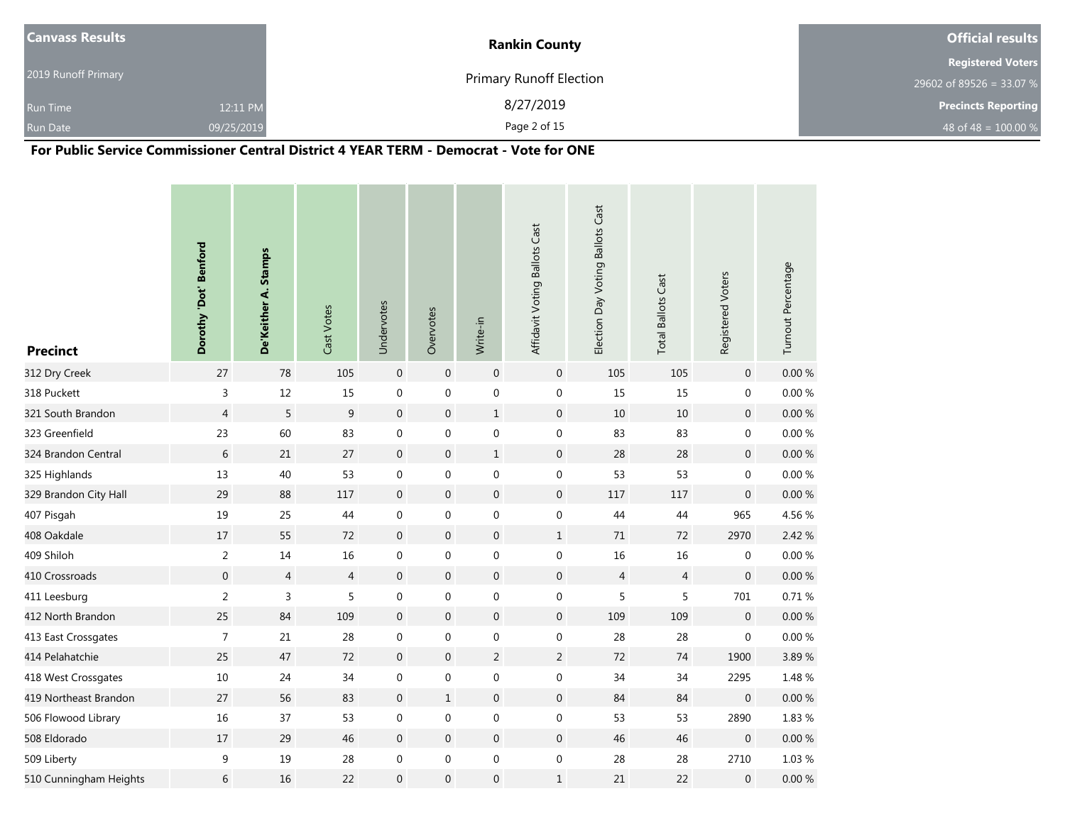| Canvass Results | | Rankin County | Official results |
|---|---|---|---|
| 2019 Runoff Primary | | Primary Runoff Election | Registered Voters |
| | | | 29602 of 89526 = 33.07 % |
| Run Time | 12:11 PM | 8/27/2019 | Precincts Reporting |
| Run Date | 09/25/2019 | | 48 of 48 = 100.00 % |

**For Public Service Commissioner Central District 4 YEAR TERM - Democrat - Vote for ONE**

| Precinct | Dorothy 'Dot' Benford | De'Keither A. Stamps | Cast Votes | Undervotes | Overvotes | Write-in | Affidavit Voting Ballots Cast | Election Day Voting Ballots Cast | Total Ballots Cast | Registered Voters | Turnout Percentage |
|---|---|---|---|---|---|---|---|---|---|---|---|
| 312 Dry Creek | 27 | 78 | 105 | 0 | 0 | 0 | 0 | 105 | 105 | 0 | 0.00 % |
| 318 Puckett | 3 | 12 | 15 | 0 | 0 | 0 | 0 | 15 | 15 | 0 | 0.00 % |
| 321 South Brandon | 4 | 5 | 9 | 0 | 0 | 1 | 0 | 10 | 10 | 0 | 0.00 % |
| 323 Greenfield | 23 | 60 | 83 | 0 | 0 | 0 | 0 | 83 | 83 | 0 | 0.00 % |
| 324 Brandon Central | 6 | 21 | 27 | 0 | 0 | 1 | 0 | 28 | 28 | 0 | 0.00 % |
| 325 Highlands | 13 | 40 | 53 | 0 | 0 | 0 | 0 | 53 | 53 | 0 | 0.00 % |
| 329 Brandon City Hall | 29 | 88 | 117 | 0 | 0 | 0 | 0 | 117 | 117 | 0 | 0.00 % |
| 407 Pisgah | 19 | 25 | 44 | 0 | 0 | 0 | 0 | 44 | 44 | 965 | 4.56 % |
| 408 Oakdale | 17 | 55 | 72 | 0 | 0 | 0 | 1 | 71 | 72 | 2970 | 2.42 % |
| 409 Shiloh | 2 | 14 | 16 | 0 | 0 | 0 | 0 | 16 | 16 | 0 | 0.00 % |
| 410 Crossroads | 0 | 4 | 4 | 0 | 0 | 0 | 0 | 4 | 4 | 0 | 0.00 % |
| 411 Leesburg | 2 | 3 | 5 | 0 | 0 | 0 | 0 | 5 | 5 | 701 | 0.71 % |
| 412 North Brandon | 25 | 84 | 109 | 0 | 0 | 0 | 0 | 109 | 109 | 0 | 0.00 % |
| 413 East Crossgates | 7 | 21 | 28 | 0 | 0 | 0 | 0 | 28 | 28 | 0 | 0.00 % |
| 414 Pelahatchie | 25 | 47 | 72 | 0 | 0 | 2 | 2 | 72 | 74 | 1900 | 3.89 % |
| 418 West Crossgates | 10 | 24 | 34 | 0 | 0 | 0 | 0 | 34 | 34 | 2295 | 1.48 % |
| 419 Northeast Brandon | 27 | 56 | 83 | 0 | 1 | 0 | 0 | 84 | 84 | 0 | 0.00 % |
| 506 Flowood Library | 16 | 37 | 53 | 0 | 0 | 0 | 0 | 53 | 53 | 2890 | 1.83 % |
| 508 Eldorado | 17 | 29 | 46 | 0 | 0 | 0 | 0 | 46 | 46 | 0 | 0.00 % |
| 509 Liberty | 9 | 19 | 28 | 0 | 0 | 0 | 0 | 28 | 28 | 2710 | 1.03 % |
| 510 Cunningham Heights | 6 | 16 | 22 | 0 | 0 | 0 | 1 | 21 | 22 | 0 | 0.00 % |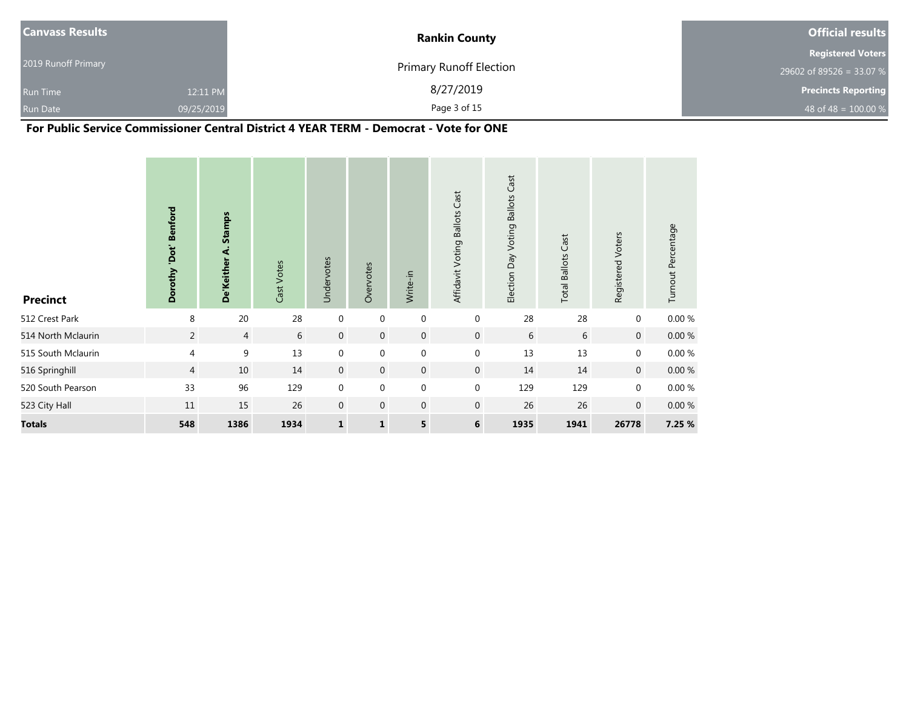| Canvass Results | | Rankin County | Official results |
|---|---|---|---|
| 2019 Runoff Primary | | Primary Runoff Election | Registered Voters |
| | | | 29602 of 89526 = 33.07 % |
| Run Time | 12:11 PM | 8/27/2019 | Precincts Reporting |
| Run Date | 09/25/2019 | | 48 of 48 = 100.00 % |

## For Public Service Commissioner Central District 4 YEAR TERM - Democrat - Vote for ONE

| Precinct | Dorothy 'Dot' Benford | De'Keither A. Stamps | Cast Votes | Undervotes | Overvotes | Write-in | Affidavit Voting Ballots Cast | Election Day Voting Ballots Cast | Total Ballots Cast | Registered Voters | Turnout Percentage |
|---|---|---|---|---|---|---|---|---|---|---|---|
| 512 Crest Park | 8 | 20 | 28 | 0 | 0 | 0 | 0 | 28 | 28 | 0 | 0.00 % |
| 514 North Mclaurin | 2 | 4 | 6 | 0 | 0 | 0 | 0 | 6 | 6 | 0 | 0.00 % |
| 515 South Mclaurin | 4 | 9 | 13 | 0 | 0 | 0 | 0 | 13 | 13 | 0 | 0.00 % |
| 516 Springhill | 4 | 10 | 14 | 0 | 0 | 0 | 0 | 14 | 14 | 0 | 0.00 % |
| 520 South Pearson | 33 | 96 | 129 | 0 | 0 | 0 | 0 | 129 | 129 | 0 | 0.00 % |
| 523 City Hall | 11 | 15 | 26 | 0 | 0 | 0 | 0 | 26 | 26 | 0 | 0.00 % |
| **Totals** | **548** | **1386** | **1934** | **1** | **1** | **5** | **6** | **1935** | **1941** | **26778** | **7.25 %** |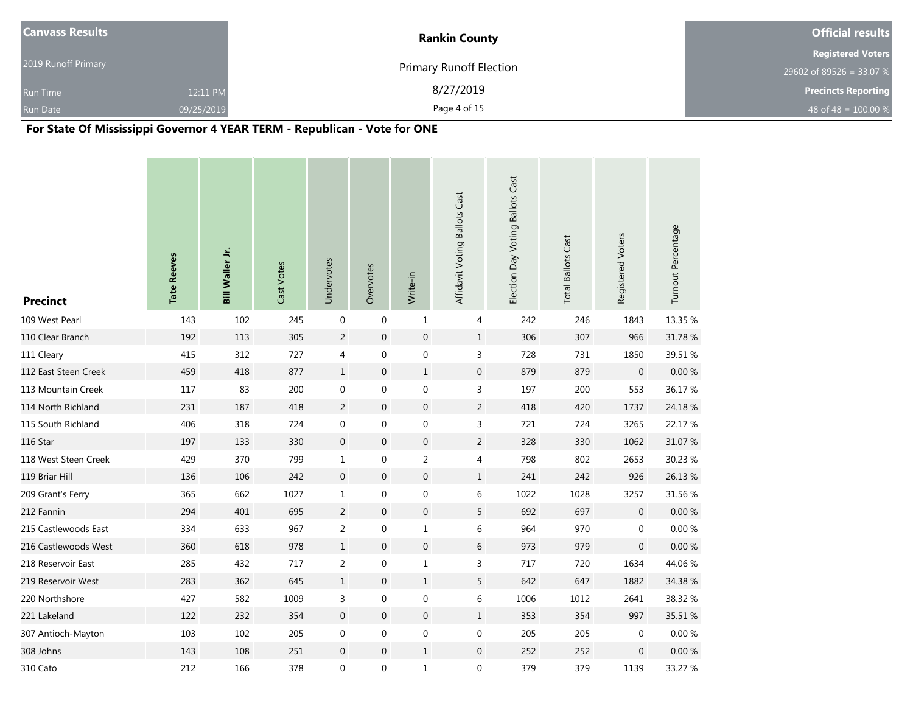| Canvass Results | | Rankin County | Official results |
|---|---|---|---|
| 2019 Runoff Primary | | Primary Runoff Election | Registered Voters |
| | | | 29602 of 89526 = 33.07 % |
| Run Time | 12:11 PM | 8/27/2019 | Precincts Reporting |
| Run Date | 09/25/2019 | | 48 of 48 = 100.00 % |

**For State Of Mississippi Governor 4 YEAR TERM - Republican - Vote for ONE**

| Precinct | **Tate Reeves** | **Bill Waller Jr.** | Cast Votes | Undervotes | Overvotes | Write-in | Affidavit Voting Ballots Cast | Election Day Voting Ballots Cast | Total Ballots Cast | Registered Voters | Turnout Percentage |
|---|---|---|---|---|---|---|---|---|---|---|---|
| 109 West Pearl | 143 | 102 | 245 | 0 | 0 | 1 | 4 | 242 | 246 | 1843 | 13.35 % |
| 110 Clear Branch | 192 | 113 | 305 | 2 | 0 | 0 | 1 | 306 | 307 | 966 | 31.78 % |
| 111 Cleary | 415 | 312 | 727 | 4 | 0 | 0 | 3 | 728 | 731 | 1850 | 39.51 % |
| 112 East Steen Creek | 459 | 418 | 877 | 1 | 0 | 1 | 0 | 879 | 879 | 0 | 0.00 % |
| 113 Mountain Creek | 117 | 83 | 200 | 0 | 0 | 0 | 3 | 197 | 200 | 553 | 36.17 % |
| 114 North Richland | 231 | 187 | 418 | 2 | 0 | 0 | 2 | 418 | 420 | 1737 | 24.18 % |
| 115 South Richland | 406 | 318 | 724 | 0 | 0 | 0 | 3 | 721 | 724 | 3265 | 22.17 % |
| 116 Star | 197 | 133 | 330 | 0 | 0 | 0 | 2 | 328 | 330 | 1062 | 31.07 % |
| 118 West Steen Creek | 429 | 370 | 799 | 1 | 0 | 2 | 4 | 798 | 802 | 2653 | 30.23 % |
| 119 Briar Hill | 136 | 106 | 242 | 0 | 0 | 0 | 1 | 241 | 242 | 926 | 26.13 % |
| 209 Grant's Ferry | 365 | 662 | 1027 | 1 | 0 | 0 | 6 | 1022 | 1028 | 3257 | 31.56 % |
| 212 Fannin | 294 | 401 | 695 | 2 | 0 | 0 | 5 | 692 | 697 | 0 | 0.00 % |
| 215 Castlewoods East | 334 | 633 | 967 | 2 | 0 | 1 | 6 | 964 | 970 | 0 | 0.00 % |
| 216 Castlewoods West | 360 | 618 | 978 | 1 | 0 | 0 | 6 | 973 | 979 | 0 | 0.00 % |
| 218 Reservoir East | 285 | 432 | 717 | 2 | 0 | 1 | 3 | 717 | 720 | 1634 | 44.06 % |
| 219 Reservoir West | 283 | 362 | 645 | 1 | 0 | 1 | 5 | 642 | 647 | 1882 | 34.38 % |
| 220 Northshore | 427 | 582 | 1009 | 3 | 0 | 0 | 6 | 1006 | 1012 | 2641 | 38.32 % |
| 221 Lakeland | 122 | 232 | 354 | 0 | 0 | 0 | 1 | 353 | 354 | 997 | 35.51 % |
| 307 Antioch-Mayton | 103 | 102 | 205 | 0 | 0 | 0 | 0 | 205 | 205 | 0 | 0.00 % |
| 308 Johns | 143 | 108 | 251 | 0 | 0 | 1 | 0 | 252 | 252 | 0 | 0.00 % |
| 310 Cato | 212 | 166 | 378 | 0 | 0 | 1 | 0 | 379 | 379 | 1139 | 33.27 % |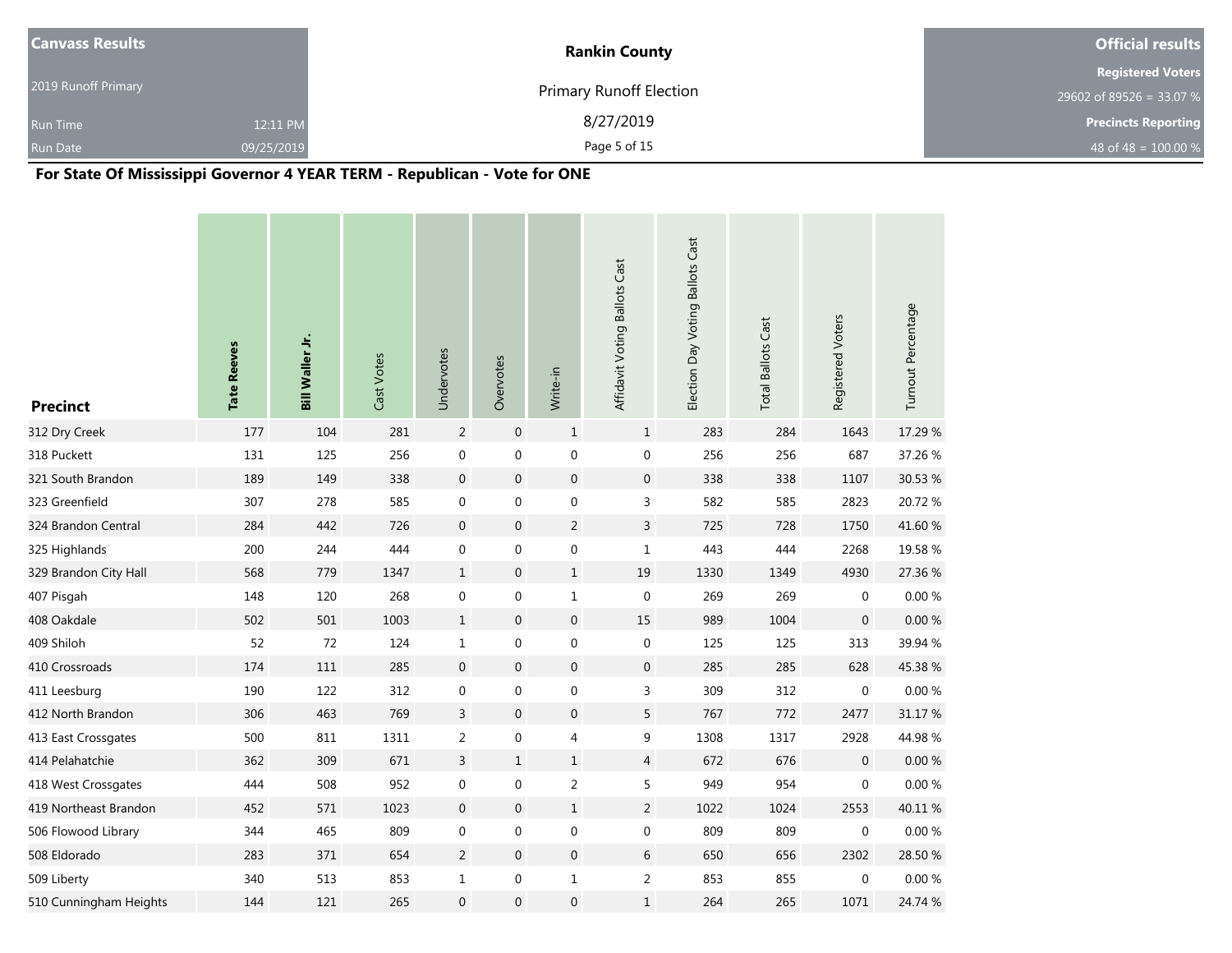| Canvass Results | Rankin County | Official results |
|---|---|---|
| 2019 Runoff Primary | Primary Runoff Election | Registered Voters |
| Run Time 12:11 PM | 8/27/2019 | 29602 of 89526 = 33.07 % |
| Run Date 09/25/2019 | | Precincts Reporting |
| | | 48 of 48 = 100.00 % |

## For State Of Mississippi Governor 4 YEAR TERM - Republican - Vote for ONE

| Precinct | **Tate Reeves** | **Bill Waller Jr.** | Cast Votes | Undervotes | Overvotes | Write-in | Affidavit Voting Ballots Cast | Election Day Voting Ballots Cast | Total Ballots Cast | Registered Voters | Turnout Percentage |
|---|---|---|---|---|---|---|---|---|---|---|---|
| 312 Dry Creek | 177 | 104 | 281 | 2 | 0 | 1 | 1 | 283 | 284 | 1643 | 17.29 % |
| 318 Puckett | 131 | 125 | 256 | 0 | 0 | 0 | 0 | 256 | 256 | 687 | 37.26 % |
| 321 South Brandon | 189 | 149 | 338 | 0 | 0 | 0 | 0 | 338 | 338 | 1107 | 30.53 % |
| 323 Greenfield | 307 | 278 | 585 | 0 | 0 | 0 | 3 | 582 | 585 | 2823 | 20.72 % |
| 324 Brandon Central | 284 | 442 | 726 | 0 | 0 | 2 | 3 | 725 | 728 | 1750 | 41.60 % |
| 325 Highlands | 200 | 244 | 444 | 0 | 0 | 0 | 1 | 443 | 444 | 2268 | 19.58 % |
| 329 Brandon City Hall | 568 | 779 | 1347 | 1 | 0 | 1 | 19 | 1330 | 1349 | 4930 | 27.36 % |
| 407 Pisgah | 148 | 120 | 268 | 0 | 0 | 1 | 0 | 269 | 269 | 0 | 0.00 % |
| 408 Oakdale | 502 | 501 | 1003 | 1 | 0 | 0 | 15 | 989 | 1004 | 0 | 0.00 % |
| 409 Shiloh | 52 | 72 | 124 | 1 | 0 | 0 | 0 | 125 | 125 | 313 | 39.94 % |
| 410 Crossroads | 174 | 111 | 285 | 0 | 0 | 0 | 0 | 285 | 285 | 628 | 45.38 % |
| 411 Leesburg | 190 | 122 | 312 | 0 | 0 | 0 | 3 | 309 | 312 | 0 | 0.00 % |
| 412 North Brandon | 306 | 463 | 769 | 3 | 0 | 0 | 5 | 767 | 772 | 2477 | 31.17 % |
| 413 East Crossgates | 500 | 811 | 1311 | 2 | 0 | 4 | 9 | 1308 | 1317 | 2928 | 44.98 % |
| 414 Pelahatchie | 362 | 309 | 671 | 3 | 1 | 1 | 4 | 672 | 676 | 0 | 0.00 % |
| 418 West Crossgates | 444 | 508 | 952 | 0 | 0 | 2 | 5 | 949 | 954 | 0 | 0.00 % |
| 419 Northeast Brandon | 452 | 571 | 1023 | 0 | 0 | 1 | 2 | 1022 | 1024 | 2553 | 40.11 % |
| 506 Flowood Library | 344 | 465 | 809 | 0 | 0 | 0 | 0 | 809 | 809 | 0 | 0.00 % |
| 508 Eldorado | 283 | 371 | 654 | 2 | 0 | 0 | 6 | 650 | 656 | 2302 | 28.50 % |
| 509 Liberty | 340 | 513 | 853 | 1 | 0 | 1 | 2 | 853 | 855 | 0 | 0.00 % |
| 510 Cunningham Heights | 144 | 121 | 265 | 0 | 0 | 0 | 1 | 264 | 265 | 1071 | 24.74 % |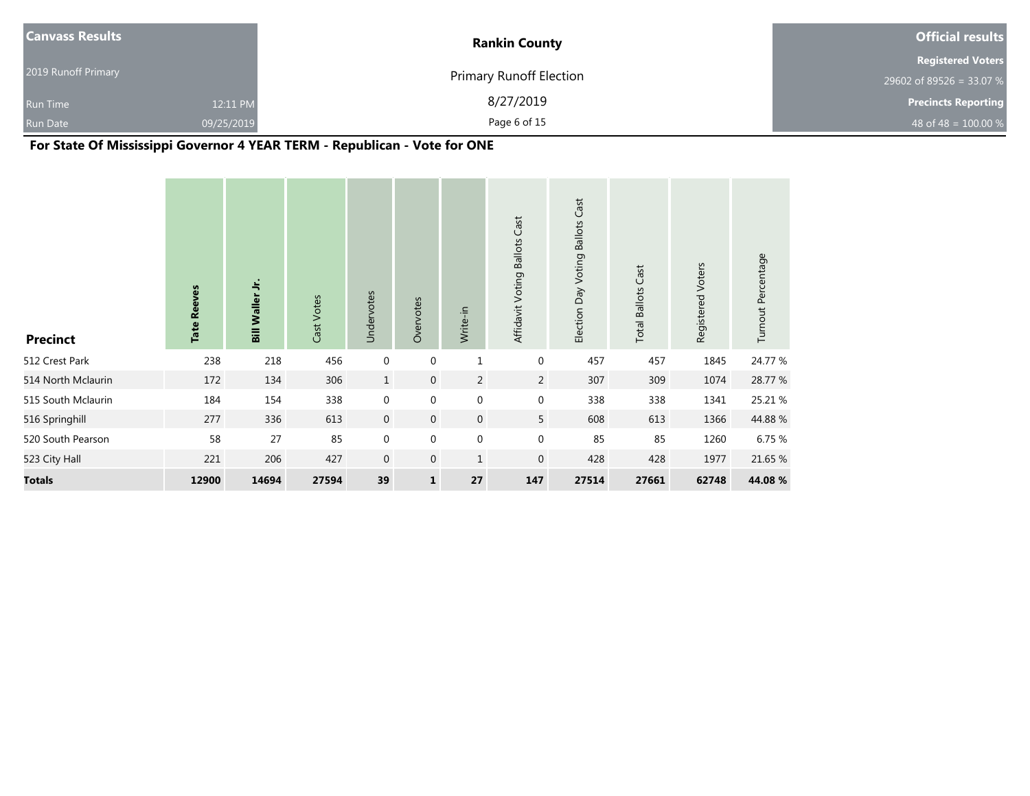| Canvass Results | | Rankin County | Official results |
|---|---|---|---|
| 2019 Runoff Primary | | Primary Runoff Election | Registered Voters |
| Run Time | 12:11 PM | 8/27/2019 | 29602 of 89526 = 33.07 % |
| Run Date | 09/25/2019 | | Precincts Reporting |
| | | | 48 of 48 = 100.00 % |

## For State Of Mississippi Governor 4 YEAR TERM - Republican - Vote for ONE

| Precinct | Tate Reeves | Bill Waller Jr. | Cast Votes | Undervotes | Overvotes | Write-in | Affidavit Voting Ballots Cast | Election Day Voting Ballots Cast | Total Ballots Cast | Registered Voters | Turnout Percentage |
|---|---|---|---|---|---|---|---|---|---|---|---|
| 512 Crest Park | 238 | 218 | 456 | 0 | 0 | 1 | 0 | 457 | 457 | 1845 | 24.77 % |
| 514 North Mclaurin | 172 | 134 | 306 | 1 | 0 | 2 | 2 | 307 | 309 | 1074 | 28.77 % |
| 515 South Mclaurin | 184 | 154 | 338 | 0 | 0 | 0 | 0 | 338 | 338 | 1341 | 25.21 % |
| 516 Springhill | 277 | 336 | 613 | 0 | 0 | 0 | 5 | 608 | 613 | 1366 | 44.88 % |
| 520 South Pearson | 58 | 27 | 85 | 0 | 0 | 0 | 0 | 85 | 85 | 1260 | 6.75 % |
| 523 City Hall | 221 | 206 | 427 | 0 | 0 | 1 | 0 | 428 | 428 | 1977 | 21.65 % |
| **Totals** | **12900** | **14694** | **27594** | **39** | **1** | **27** | **147** | **27514** | **27661** | **62748** | **44.08 %** |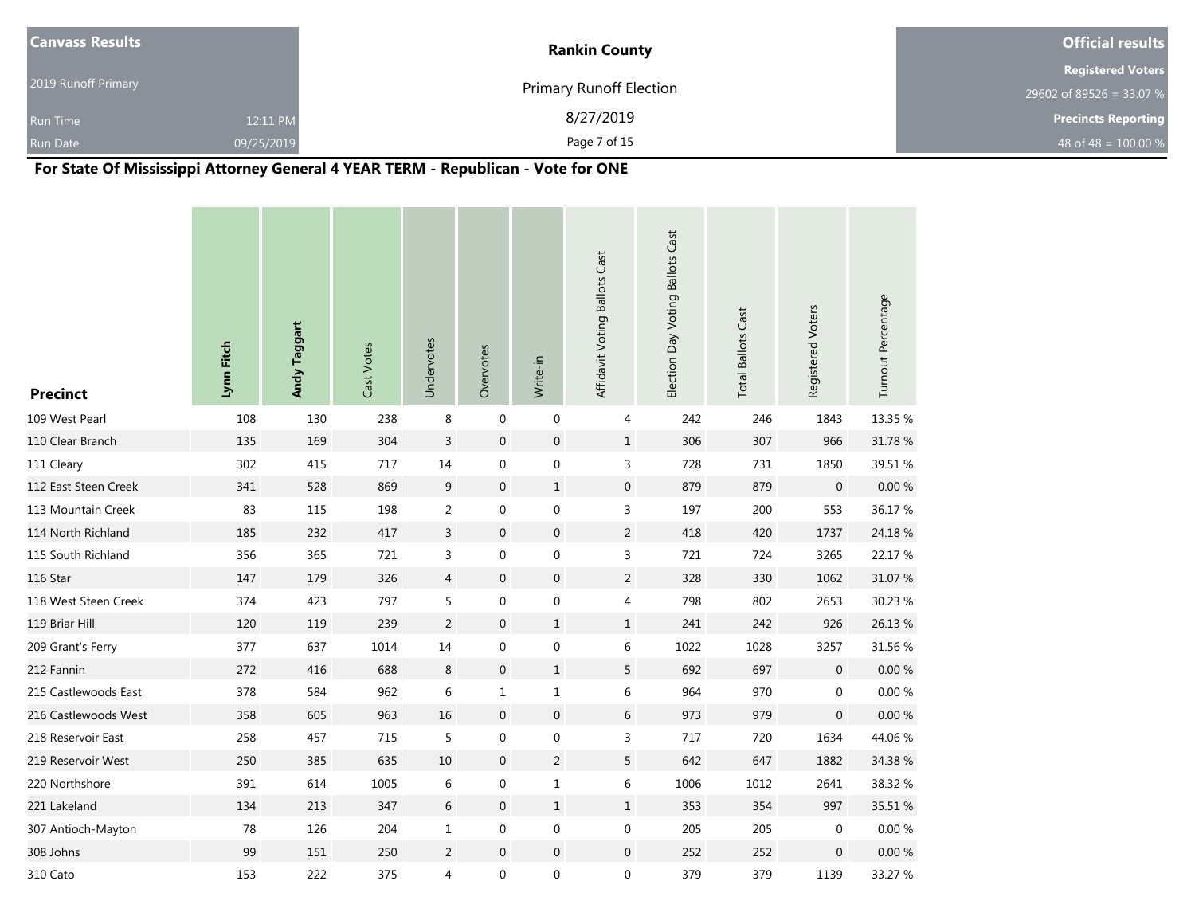| Canvass Results | | Rankin County | Official results |
|---|---|---|---|
| 2019 Runoff Primary | | Primary Runoff Election | Registered Voters 29602 of 89526 = 33.07 % |
| Run Time | 12:11 PM | 8/27/2019 | Precincts Reporting |
| Run Date | 09/25/2019 | | 48 of 48 = 100.00 % |

## For State Of Mississippi Attorney General 4 YEAR TERM - Republican - Vote for ONE

| Precinct | Lynn Fitch | Andy Taggart | Cast Votes | Undervotes | Overvotes | Write-in | Affidavit Voting Ballots Cast | Election Day Voting Ballots Cast | Total Ballots Cast | Registered Voters | Turnout Percentage |
|---|---|---|---|---|---|---|---|---|---|---|---|
| 109 West Pearl | 108 | 130 | 238 | 8 | 0 | 0 | 4 | 242 | 246 | 1843 | 13.35 % |
| 110 Clear Branch | 135 | 169 | 304 | 3 | 0 | 0 | 1 | 306 | 307 | 966 | 31.78 % |
| 111 Cleary | 302 | 415 | 717 | 14 | 0 | 0 | 3 | 728 | 731 | 1850 | 39.51 % |
| 112 East Steen Creek | 341 | 528 | 869 | 9 | 0 | 1 | 0 | 879 | 879 | 0 | 0.00 % |
| 113 Mountain Creek | 83 | 115 | 198 | 2 | 0 | 0 | 3 | 197 | 200 | 553 | 36.17 % |
| 114 North Richland | 185 | 232 | 417 | 3 | 0 | 0 | 2 | 418 | 420 | 1737 | 24.18 % |
| 115 South Richland | 356 | 365 | 721 | 3 | 0 | 0 | 3 | 721 | 724 | 3265 | 22.17 % |
| 116 Star | 147 | 179 | 326 | 4 | 0 | 0 | 2 | 328 | 330 | 1062 | 31.07 % |
| 118 West Steen Creek | 374 | 423 | 797 | 5 | 0 | 0 | 4 | 798 | 802 | 2653 | 30.23 % |
| 119 Briar Hill | 120 | 119 | 239 | 2 | 0 | 1 | 1 | 241 | 242 | 926 | 26.13 % |
| 209 Grant's Ferry | 377 | 637 | 1014 | 14 | 0 | 0 | 6 | 1022 | 1028 | 3257 | 31.56 % |
| 212 Fannin | 272 | 416 | 688 | 8 | 0 | 1 | 5 | 692 | 697 | 0 | 0.00 % |
| 215 Castlewoods East | 378 | 584 | 962 | 6 | 1 | 1 | 6 | 964 | 970 | 0 | 0.00 % |
| 216 Castlewoods West | 358 | 605 | 963 | 16 | 0 | 0 | 6 | 973 | 979 | 0 | 0.00 % |
| 218 Reservoir East | 258 | 457 | 715 | 5 | 0 | 0 | 3 | 717 | 720 | 1634 | 44.06 % |
| 219 Reservoir West | 250 | 385 | 635 | 10 | 0 | 2 | 5 | 642 | 647 | 1882 | 34.38 % |
| 220 Northshore | 391 | 614 | 1005 | 6 | 0 | 1 | 6 | 1006 | 1012 | 2641 | 38.32 % |
| 221 Lakeland | 134 | 213 | 347 | 6 | 0 | 1 | 1 | 353 | 354 | 997 | 35.51 % |
| 307 Antioch-Mayton | 78 | 126 | 204 | 1 | 0 | 0 | 0 | 205 | 205 | 0 | 0.00 % |
| 308 Johns | 99 | 151 | 250 | 2 | 0 | 0 | 0 | 252 | 252 | 0 | 0.00 % |
| 310 Cato | 153 | 222 | 375 | 4 | 0 | 0 | 0 | 379 | 379 | 1139 | 33.27 % |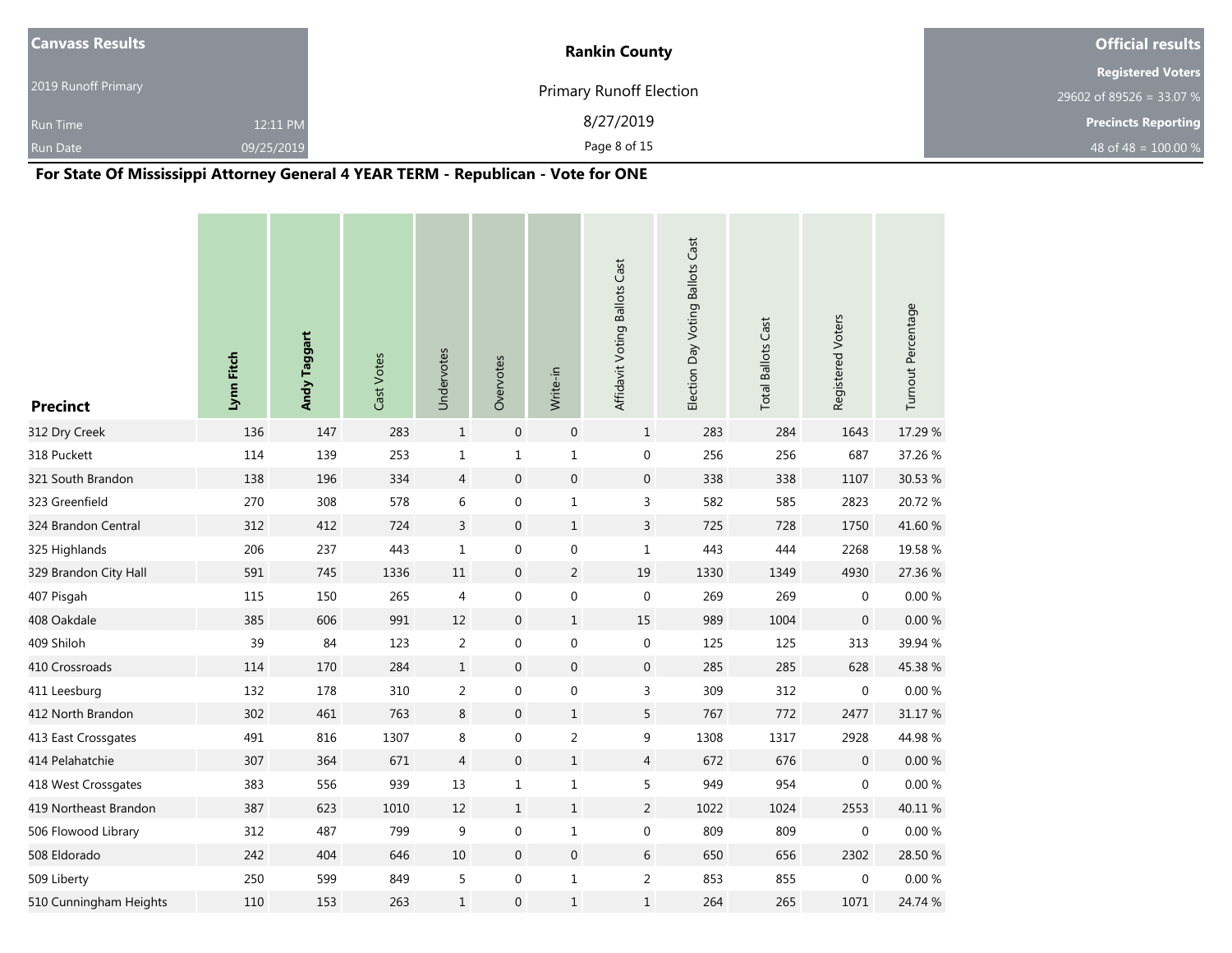| Canvass Results | Rankin County | Official results |
|---|---|---|
| 2019 Runoff Primary | Primary Runoff Election | Registered Voters |
| | | 29602 of 89526 = 33.07 % |
| Run Time 12:11 PM | 8/27/2019 | Precincts Reporting |
| Run Date 09/25/2019 | | 48 of 48 = 100.00 % |

## For State Of Mississippi Attorney General 4 YEAR TERM - Republican - Vote for ONE

| Precinct | Lynn Fitch | Andy Taggart | Cast Votes | Undervotes | Overvotes | Write-in | Affidavit Voting Ballots Cast | Election Day Voting Ballots Cast | Total Ballots Cast | Registered Voters | Turnout Percentage |
|---|---|---|---|---|---|---|---|---|---|---|---|
| 312 Dry Creek | 136 | 147 | 283 | 1 | 0 | 0 | 1 | 283 | 284 | 1643 | 17.29 % |
| 318 Puckett | 114 | 139 | 253 | 1 | 1 | 1 | 0 | 256 | 256 | 687 | 37.26 % |
| 321 South Brandon | 138 | 196 | 334 | 4 | 0 | 0 | 0 | 338 | 338 | 1107 | 30.53 % |
| 323 Greenfield | 270 | 308 | 578 | 6 | 0 | 1 | 3 | 582 | 585 | 2823 | 20.72 % |
| 324 Brandon Central | 312 | 412 | 724 | 3 | 0 | 1 | 3 | 725 | 728 | 1750 | 41.60 % |
| 325 Highlands | 206 | 237 | 443 | 1 | 0 | 0 | 1 | 443 | 444 | 2268 | 19.58 % |
| 329 Brandon City Hall | 591 | 745 | 1336 | 11 | 0 | 2 | 19 | 1330 | 1349 | 4930 | 27.36 % |
| 407 Pisgah | 115 | 150 | 265 | 4 | 0 | 0 | 0 | 269 | 269 | 0 | 0.00 % |
| 408 Oakdale | 385 | 606 | 991 | 12 | 0 | 1 | 15 | 989 | 1004 | 0 | 0.00 % |
| 409 Shiloh | 39 | 84 | 123 | 2 | 0 | 0 | 0 | 125 | 125 | 313 | 39.94 % |
| 410 Crossroads | 114 | 170 | 284 | 1 | 0 | 0 | 0 | 285 | 285 | 628 | 45.38 % |
| 411 Leesburg | 132 | 178 | 310 | 2 | 0 | 0 | 3 | 309 | 312 | 0 | 0.00 % |
| 412 North Brandon | 302 | 461 | 763 | 8 | 0 | 1 | 5 | 767 | 772 | 2477 | 31.17 % |
| 413 East Crossgates | 491 | 816 | 1307 | 8 | 0 | 2 | 9 | 1308 | 1317 | 2928 | 44.98 % |
| 414 Pelahatchie | 307 | 364 | 671 | 4 | 0 | 1 | 4 | 672 | 676 | 0 | 0.00 % |
| 418 West Crossgates | 383 | 556 | 939 | 13 | 1 | 1 | 5 | 949 | 954 | 0 | 0.00 % |
| 419 Northeast Brandon | 387 | 623 | 1010 | 12 | 1 | 1 | 2 | 1022 | 1024 | 2553 | 40.11 % |
| 506 Flowood Library | 312 | 487 | 799 | 9 | 0 | 1 | 0 | 809 | 809 | 0 | 0.00 % |
| 508 Eldorado | 242 | 404 | 646 | 10 | 0 | 0 | 6 | 650 | 656 | 2302 | 28.50 % |
| 509 Liberty | 250 | 599 | 849 | 5 | 0 | 1 | 2 | 853 | 855 | 0 | 0.00 % |
| 510 Cunningham Heights | 110 | 153 | 263 | 1 | 0 | 1 | 1 | 264 | 265 | 1071 | 24.74 % |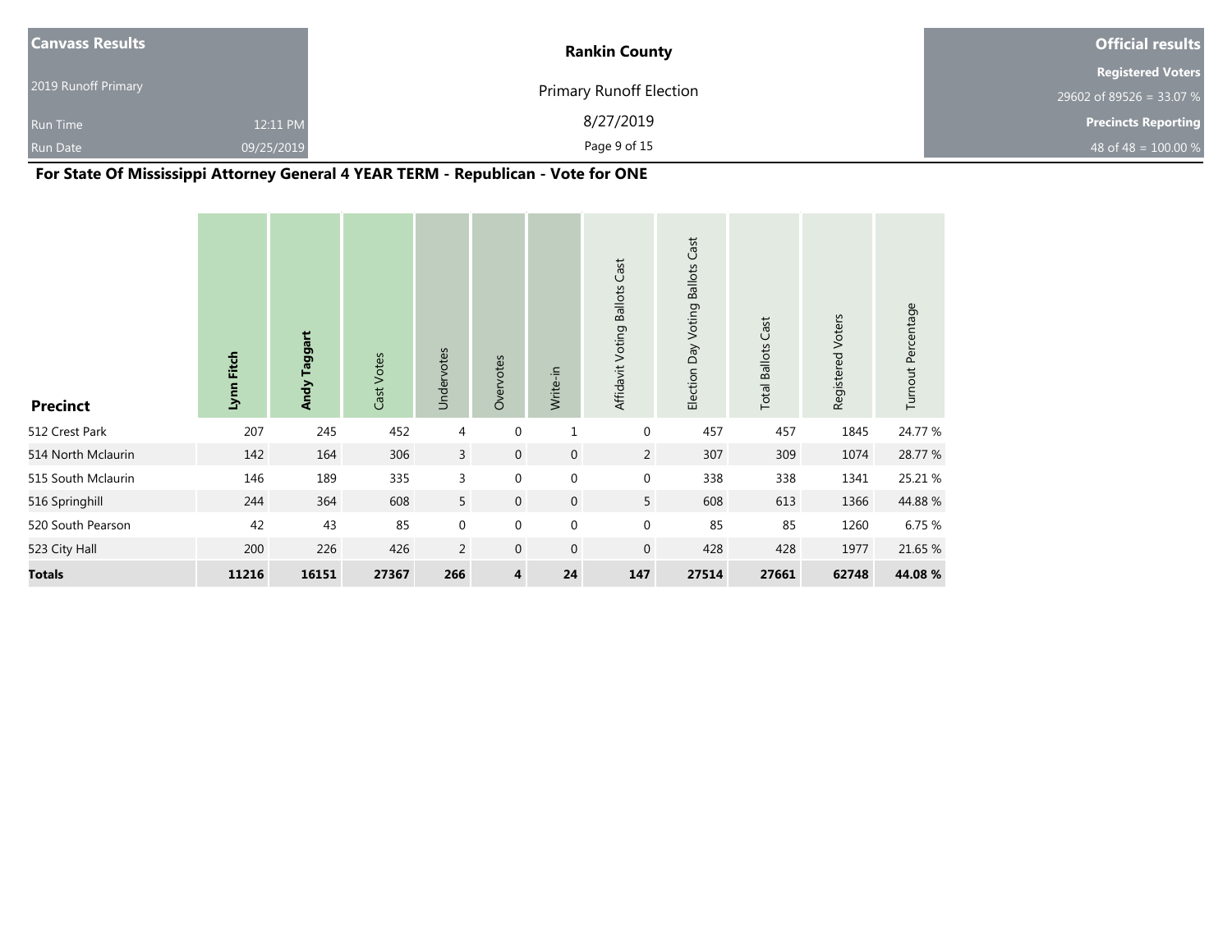| Canvass Results | | Rankin County | Official results |
|---|---|---|---|
| 2019 Runoff Primary | | Primary Runoff Election | Registered Voters |
| | | | 29602 of 89526 = 33.07 % |
| Run Time | 12:11 PM | 8/27/2019 | Precincts Reporting |
| Run Date | 09/25/2019 | | 48 of 48 = 100.00 % |

## For State Of Mississippi Attorney General 4 YEAR TERM - Republican - Vote for ONE

| Precinct | Lynn Fitch | Andy Taggart | Cast Votes | Undervotes | Overvotes | Write-in | Affidavit Voting Ballots Cast | Election Day Voting Ballots Cast | Total Ballots Cast | Registered Voters | Turnout Percentage |
|---|---|---|---|---|---|---|---|---|---|---|---|
| 512 Crest Park | 207 | 245 | 452 | 4 | 0 | 1 | 0 | 457 | 457 | 1845 | 24.77 % |
| 514 North Mclaurin | 142 | 164 | 306 | 3 | 0 | 0 | 2 | 307 | 309 | 1074 | 28.77 % |
| 515 South Mclaurin | 146 | 189 | 335 | 3 | 0 | 0 | 0 | 338 | 338 | 1341 | 25.21 % |
| 516 Springhill | 244 | 364 | 608 | 5 | 0 | 0 | 5 | 608 | 613 | 1366 | 44.88 % |
| 520 South Pearson | 42 | 43 | 85 | 0 | 0 | 0 | 0 | 85 | 85 | 1260 | 6.75 % |
| 523 City Hall | 200 | 226 | 426 | 2 | 0 | 0 | 0 | 428 | 428 | 1977 | 21.65 % |
| **Totals** | **11216** | **16151** | **27367** | **266** | **4** | **24** | **147** | **27514** | **27661** | **62748** | **44.08 %** |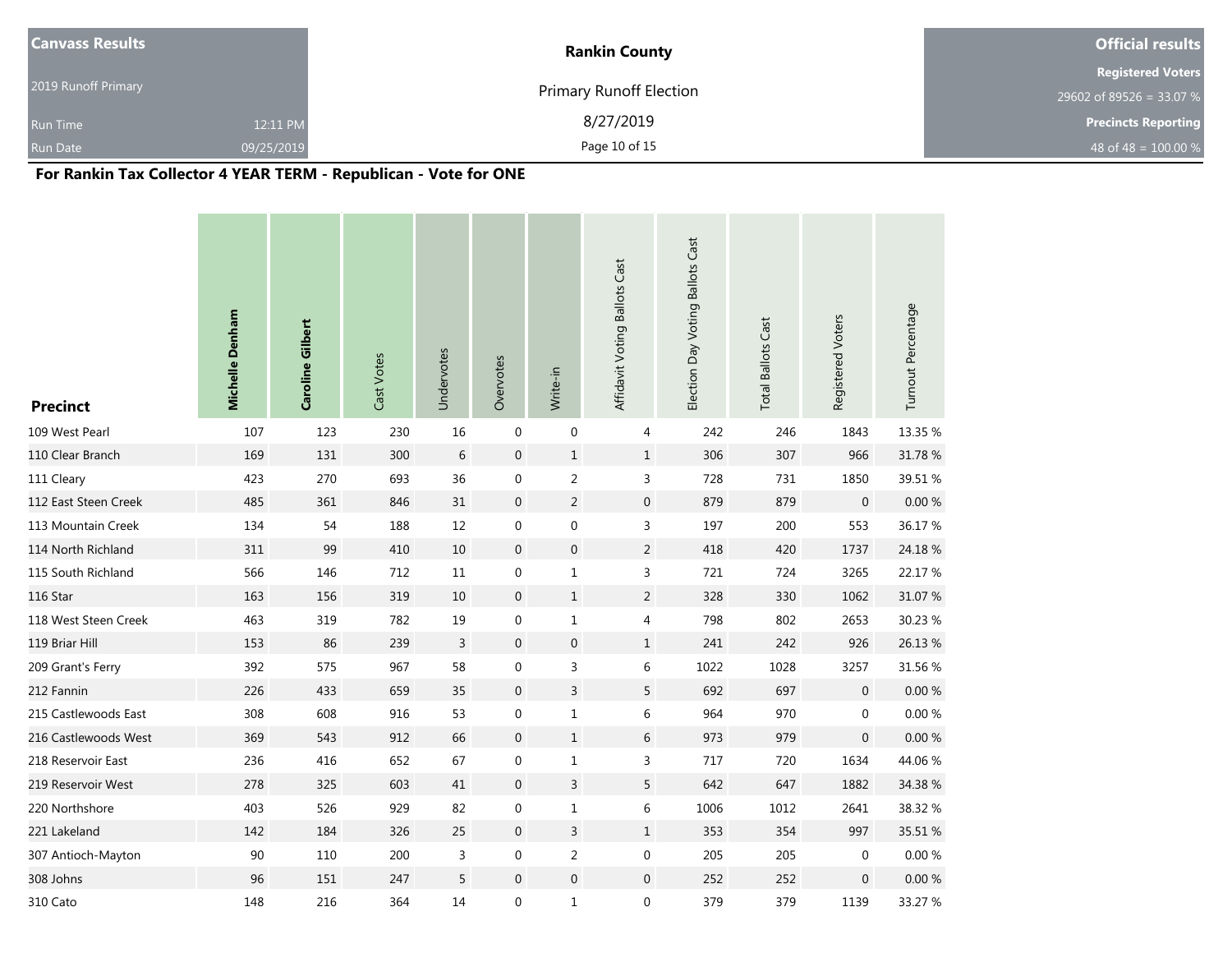| Canvass Results | Rankin County | Official results |
|---|---|---|
| 2019 Runoff Primary | Primary Runoff Election | Registered Voters 29602 of 89526 = 33.07 % |
| Run Time 12:11 PM | 8/27/2019 | Precincts Reporting |
| Run Date 09/25/2019 | | 48 of 48 = 100.00 % |

**For Rankin Tax Collector 4 YEAR TERM - Republican - Vote for ONE**

| Precinct | Michelle Denham | Caroline Gilbert | Cast Votes | Undervotes | Overvotes | Write-in | Affidavit Voting Ballots Cast | Election Day Voting Ballots Cast | Total Ballots Cast | Registered Voters | Turnout Percentage |
|---|---|---|---|---|---|---|---|---|---|---|---|
| 109 West Pearl | 107 | 123 | 230 | 16 | 0 | 0 | 4 | 242 | 246 | 1843 | 13.35 % |
| 110 Clear Branch | 169 | 131 | 300 | 6 | 0 | 1 | 1 | 306 | 307 | 966 | 31.78 % |
| 111 Cleary | 423 | 270 | 693 | 36 | 0 | 2 | 3 | 728 | 731 | 1850 | 39.51 % |
| 112 East Steen Creek | 485 | 361 | 846 | 31 | 0 | 2 | 0 | 879 | 879 | 0 | 0.00 % |
| 113 Mountain Creek | 134 | 54 | 188 | 12 | 0 | 0 | 3 | 197 | 200 | 553 | 36.17 % |
| 114 North Richland | 311 | 99 | 410 | 10 | 0 | 0 | 2 | 418 | 420 | 1737 | 24.18 % |
| 115 South Richland | 566 | 146 | 712 | 11 | 0 | 1 | 3 | 721 | 724 | 3265 | 22.17 % |
| 116 Star | 163 | 156 | 319 | 10 | 0 | 1 | 2 | 328 | 330 | 1062 | 31.07 % |
| 118 West Steen Creek | 463 | 319 | 782 | 19 | 0 | 1 | 4 | 798 | 802 | 2653 | 30.23 % |
| 119 Briar Hill | 153 | 86 | 239 | 3 | 0 | 0 | 1 | 241 | 242 | 926 | 26.13 % |
| 209 Grant's Ferry | 392 | 575 | 967 | 58 | 0 | 3 | 6 | 1022 | 1028 | 3257 | 31.56 % |
| 212 Fannin | 226 | 433 | 659 | 35 | 0 | 3 | 5 | 692 | 697 | 0 | 0.00 % |
| 215 Castlewoods East | 308 | 608 | 916 | 53 | 0 | 1 | 6 | 964 | 970 | 0 | 0.00 % |
| 216 Castlewoods West | 369 | 543 | 912 | 66 | 0 | 1 | 6 | 973 | 979 | 0 | 0.00 % |
| 218 Reservoir East | 236 | 416 | 652 | 67 | 0 | 1 | 3 | 717 | 720 | 1634 | 44.06 % |
| 219 Reservoir West | 278 | 325 | 603 | 41 | 0 | 3 | 5 | 642 | 647 | 1882 | 34.38 % |
| 220 Northshore | 403 | 526 | 929 | 82 | 0 | 1 | 6 | 1006 | 1012 | 2641 | 38.32 % |
| 221 Lakeland | 142 | 184 | 326 | 25 | 0 | 3 | 1 | 353 | 354 | 997 | 35.51 % |
| 307 Antioch-Mayton | 90 | 110 | 200 | 3 | 0 | 2 | 0 | 205 | 205 | 0 | 0.00 % |
| 308 Johns | 96 | 151 | 247 | 5 | 0 | 0 | 0 | 252 | 252 | 0 | 0.00 % |
| 310 Cato | 148 | 216 | 364 | 14 | 0 | 1 | 0 | 379 | 379 | 1139 | 33.27 % |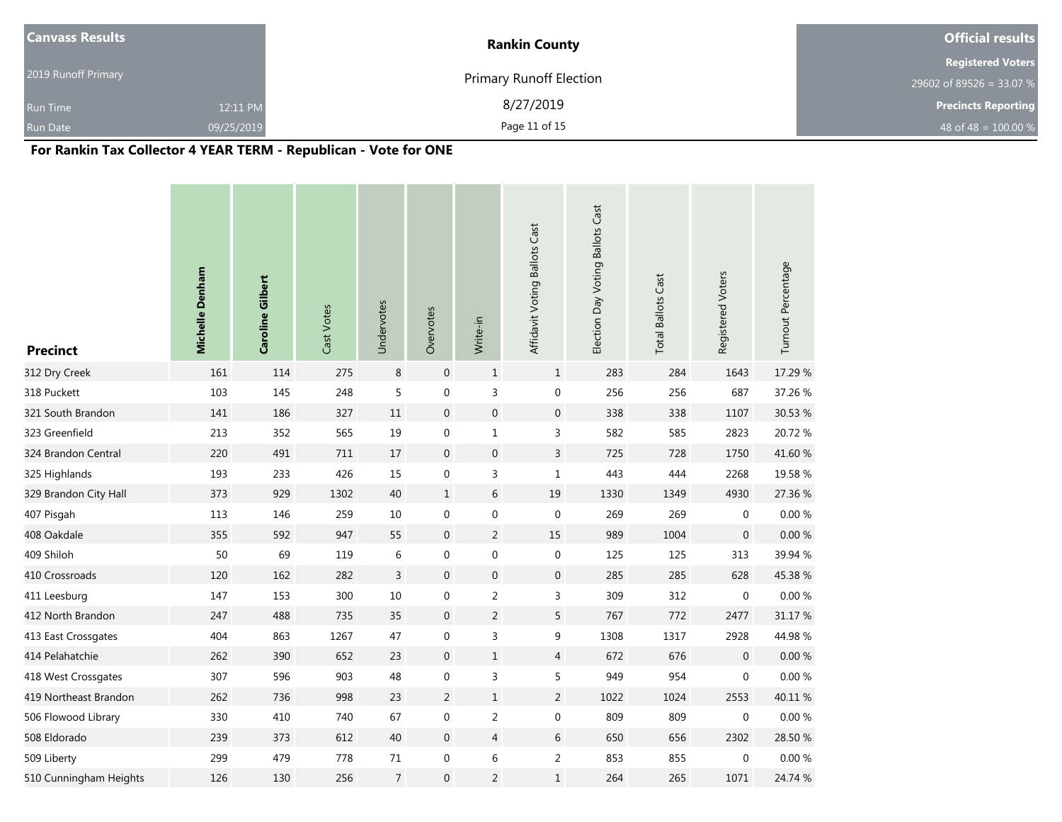| Canvass Results | | Rankin County | Official results |
|---|---|---|---|
| 2019 Runoff Primary | | Primary Runoff Election | Registered Voters |
| | | | 29602 of 89526 = 33.07 % |
| Run Time | 12:11 PM | 8/27/2019 | Precincts Reporting |
| Run Date | 09/25/2019 | | 48 of 48 = 100.00 % |

## For Rankin Tax Collector 4 YEAR TERM - Republican - Vote for ONE

| Precinct | Michelle Denham | Caroline Gilbert | Cast Votes | Undervotes | Overvotes | Write-in | Affidavit Voting Ballots Cast | Election Day Voting Ballots Cast | Total Ballots Cast | Registered Voters | Turnout Percentage |
|---|---|---|---|---|---|---|---|---|---|---|---|
| 312 Dry Creek | 161 | 114 | 275 | 8 | 0 | 1 | 1 | 283 | 284 | 1643 | 17.29 % |
| 318 Puckett | 103 | 145 | 248 | 5 | 0 | 3 | 0 | 256 | 256 | 687 | 37.26 % |
| 321 South Brandon | 141 | 186 | 327 | 11 | 0 | 0 | 0 | 338 | 338 | 1107 | 30.53 % |
| 323 Greenfield | 213 | 352 | 565 | 19 | 0 | 1 | 3 | 582 | 585 | 2823 | 20.72 % |
| 324 Brandon Central | 220 | 491 | 711 | 17 | 0 | 0 | 3 | 725 | 728 | 1750 | 41.60 % |
| 325 Highlands | 193 | 233 | 426 | 15 | 0 | 3 | 1 | 443 | 444 | 2268 | 19.58 % |
| 329 Brandon City Hall | 373 | 929 | 1302 | 40 | 1 | 6 | 19 | 1330 | 1349 | 4930 | 27.36 % |
| 407 Pisgah | 113 | 146 | 259 | 10 | 0 | 0 | 0 | 269 | 269 | 0 | 0.00 % |
| 408 Oakdale | 355 | 592 | 947 | 55 | 0 | 2 | 15 | 989 | 1004 | 0 | 0.00 % |
| 409 Shiloh | 50 | 69 | 119 | 6 | 0 | 0 | 0 | 125 | 125 | 313 | 39.94 % |
| 410 Crossroads | 120 | 162 | 282 | 3 | 0 | 0 | 0 | 285 | 285 | 628 | 45.38 % |
| 411 Leesburg | 147 | 153 | 300 | 10 | 0 | 2 | 3 | 309 | 312 | 0 | 0.00 % |
| 412 North Brandon | 247 | 488 | 735 | 35 | 0 | 2 | 5 | 767 | 772 | 2477 | 31.17 % |
| 413 East Crossgates | 404 | 863 | 1267 | 47 | 0 | 3 | 9 | 1308 | 1317 | 2928 | 44.98 % |
| 414 Pelahatchie | 262 | 390 | 652 | 23 | 0 | 1 | 4 | 672 | 676 | 0 | 0.00 % |
| 418 West Crossgates | 307 | 596 | 903 | 48 | 0 | 3 | 5 | 949 | 954 | 0 | 0.00 % |
| 419 Northeast Brandon | 262 | 736 | 998 | 23 | 2 | 1 | 2 | 1022 | 1024 | 2553 | 40.11 % |
| 506 Flowood Library | 330 | 410 | 740 | 67 | 0 | 2 | 0 | 809 | 809 | 0 | 0.00 % |
| 508 Eldorado | 239 | 373 | 612 | 40 | 0 | 4 | 6 | 650 | 656 | 2302 | 28.50 % |
| 509 Liberty | 299 | 479 | 778 | 71 | 0 | 6 | 2 | 853 | 855 | 0 | 0.00 % |
| 510 Cunningham Heights | 126 | 130 | 256 | 7 | 0 | 2 | 1 | 264 | 265 | 1071 | 24.74 % |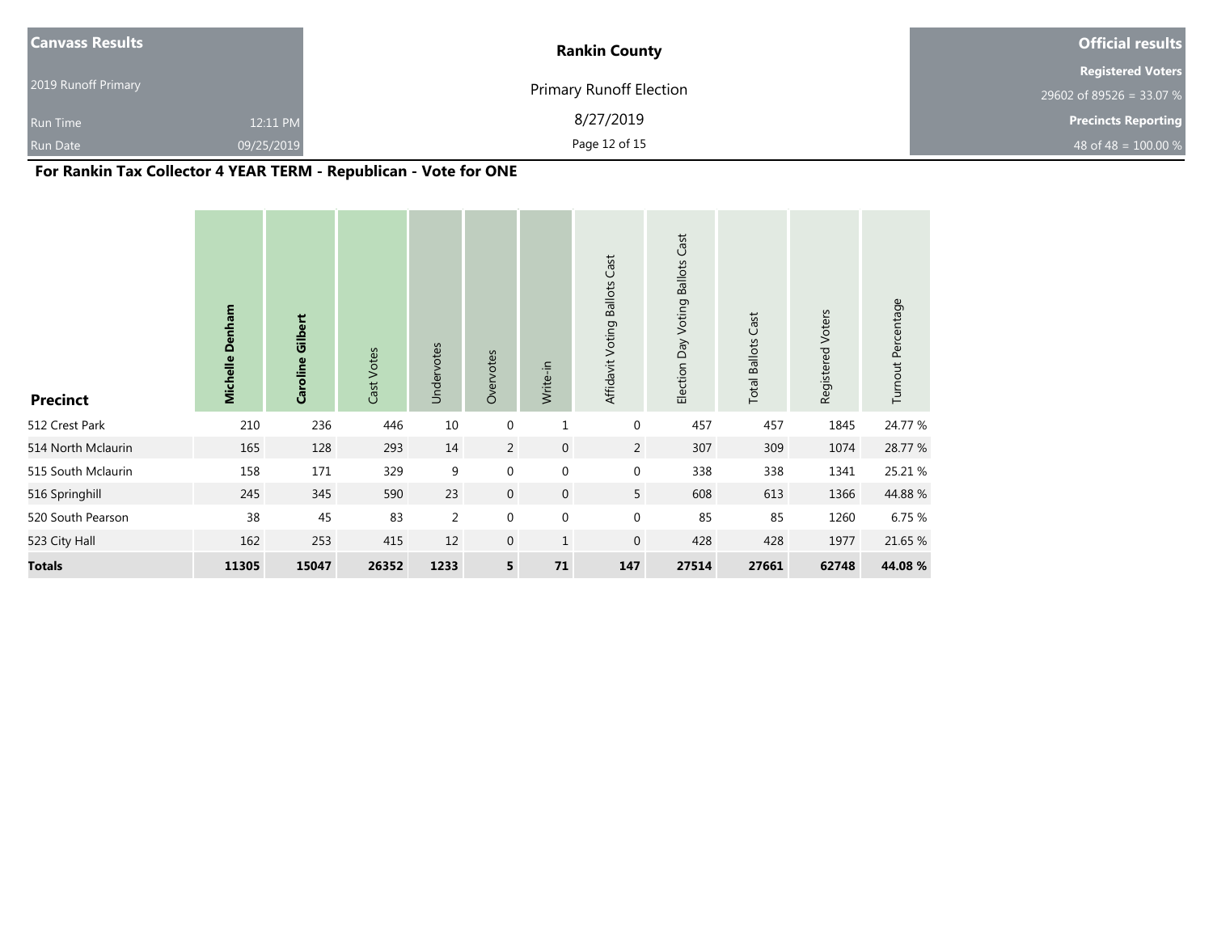| Canvass Results | | Rankin County | Official results |
| --- | --- | --- | --- |
| 2019 Runoff Primary | | Primary Runoff Election | Registered Voters |
| | | | 29602 of 89526 = 33.07 % |
| Run Time | 12:11 PM | 8/27/2019 | Precincts Reporting |
| Run Date | 09/25/2019 | | 48 of 48 = 100.00 % |

## For Rankin Tax Collector 4 YEAR TERM - Republican - Vote for ONE

| Precinct | **Michelle Denham** | **Caroline Gilbert** | Cast Votes | Undervotes | Overvotes | Write-in | Affidavit Voting Ballots Cast | Election Day Voting Ballots Cast | Total Ballots Cast | Registered Voters | Turnout Percentage |
| --- | --- | --- | --- | --- | --- | --- | --- | --- | --- | --- | --- |
| 512 Crest Park | 210 | 236 | 446 | 10 | 0 | 1 | 0 | 457 | 457 | 1845 | 24.77 % |
| 514 North Mclaurin | 165 | 128 | 293 | 14 | 2 | 0 | 2 | 307 | 309 | 1074 | 28.77 % |
| 515 South Mclaurin | 158 | 171 | 329 | 9 | 0 | 0 | 0 | 338 | 338 | 1341 | 25.21 % |
| 516 Springhill | 245 | 345 | 590 | 23 | 0 | 0 | 5 | 608 | 613 | 1366 | 44.88 % |
| 520 South Pearson | 38 | 45 | 83 | 2 | 0 | 0 | 0 | 85 | 85 | 1260 | 6.75 % |
| 523 City Hall | 162 | 253 | 415 | 12 | 0 | 1 | 0 | 428 | 428 | 1977 | 21.65 % |
| **Totals** | **11305** | **15047** | **26352** | **1233** | **5** | **71** | **147** | **27514** | **27661** | **62748** | **44.08 %** |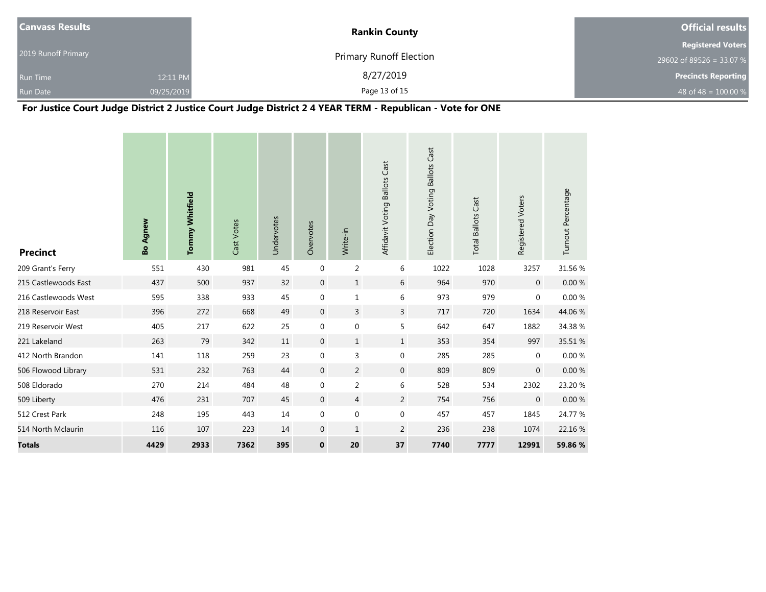| Canvass Results | | Rankin County | Official results |
|---|---|---|---|
| 2019 Runoff Primary | | Primary Runoff Election | Registered Voters |
| | | | 29602 of 89526 = 33.07 % |
| Run Time | 12:11 PM | 8/27/2019 | Precincts Reporting |
| Run Date | 09/25/2019 | | 48 of 48 = 100.00 % |

**For Justice Court Judge District 2 Justice Court Judge District 2 4 YEAR TERM - Republican - Vote for ONE**

| Precinct | Bo Agnew | Tommy Whitfield | Cast Votes | Undervotes | Overvotes | Write-in | Affidavit Voting Ballots Cast | Election Day Voting Ballots Cast | Total Ballots Cast | Registered Voters | Turnout Percentage |
|---|---|---|---|---|---|---|---|---|---|---|---|
| 209 Grant's Ferry | 551 | 430 | 981 | 45 | 0 | 2 | 6 | 1022 | 1028 | 3257 | 31.56 % |
| 215 Castlewoods East | 437 | 500 | 937 | 32 | 0 | 1 | 6 | 964 | 970 | 0 | 0.00 % |
| 216 Castlewoods West | 595 | 338 | 933 | 45 | 0 | 1 | 6 | 973 | 979 | 0 | 0.00 % |
| 218 Reservoir East | 396 | 272 | 668 | 49 | 0 | 3 | 3 | 717 | 720 | 1634 | 44.06 % |
| 219 Reservoir West | 405 | 217 | 622 | 25 | 0 | 0 | 5 | 642 | 647 | 1882 | 34.38 % |
| 221 Lakeland | 263 | 79 | 342 | 11 | 0 | 1 | 1 | 353 | 354 | 997 | 35.51 % |
| 412 North Brandon | 141 | 118 | 259 | 23 | 0 | 3 | 0 | 285 | 285 | 0 | 0.00 % |
| 506 Flowood Library | 531 | 232 | 763 | 44 | 0 | 2 | 0 | 809 | 809 | 0 | 0.00 % |
| 508 Eldorado | 270 | 214 | 484 | 48 | 0 | 2 | 6 | 528 | 534 | 2302 | 23.20 % |
| 509 Liberty | 476 | 231 | 707 | 45 | 0 | 4 | 2 | 754 | 756 | 0 | 0.00 % |
| 512 Crest Park | 248 | 195 | 443 | 14 | 0 | 0 | 0 | 457 | 457 | 1845 | 24.77 % |
| 514 North Mclaurin | 116 | 107 | 223 | 14 | 0 | 1 | 2 | 236 | 238 | 1074 | 22.16 % |
| **Totals** | **4429** | **2933** | **7362** | **395** | **0** | **20** | **37** | **7740** | **7777** | **12991** | **59.86 %** |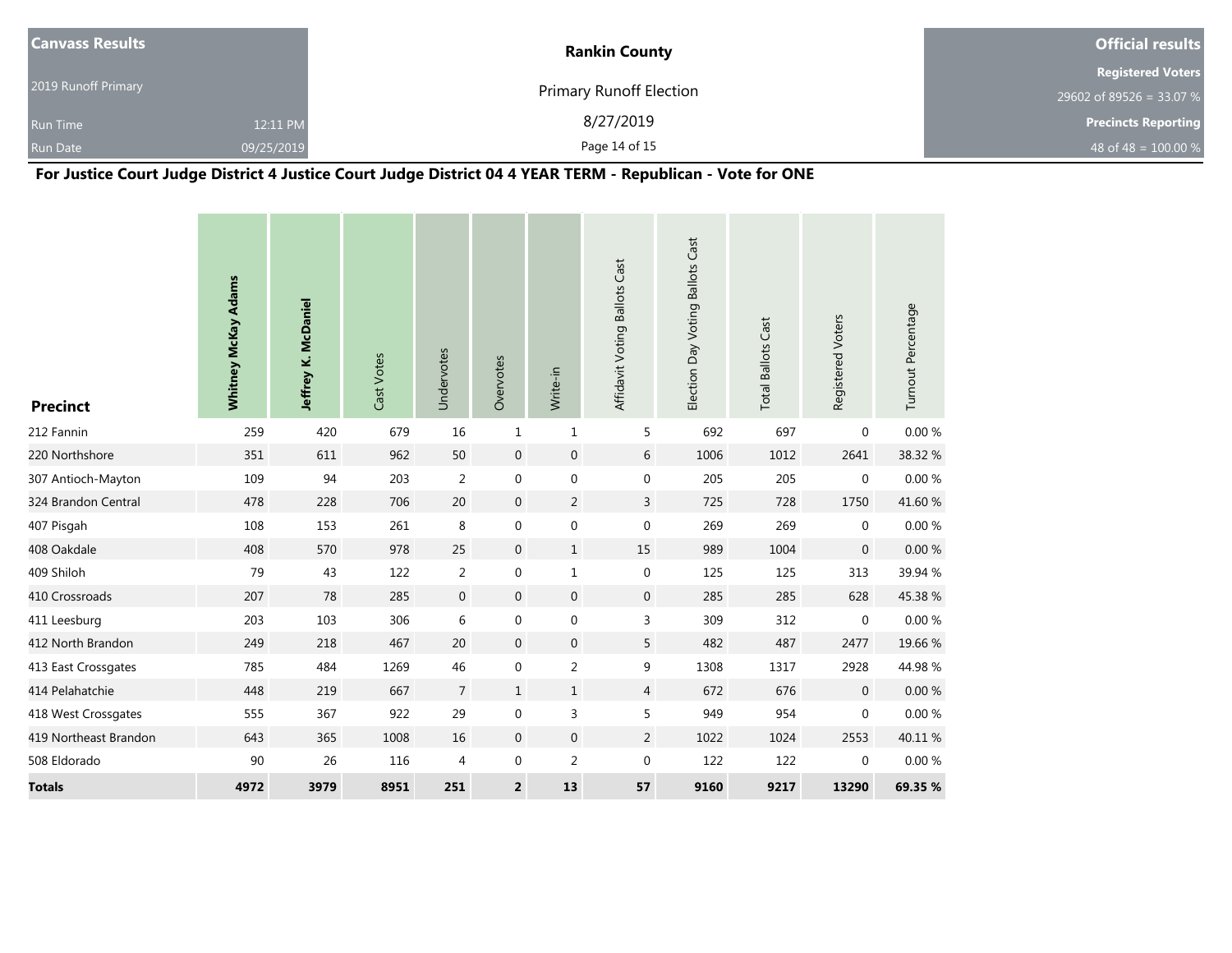| Canvass Results | | Rankin County | Official results |
|---|---|---|---|
| 2019 Runoff Primary | | Primary Runoff Election | Registered Voters |
| Run Time | 12:11 PM | 8/27/2019 | 29602 of 89526 = 33.07 % |
| Run Date | 09/25/2019 | | Precincts Reporting |
| | | | 48 of 48 = 100.00 % |

## For Justice Court Judge District 4 Justice Court Judge District 04 4 YEAR TERM - Republican - Vote for ONE

| Precinct | Whitney McKay Adams | Jeffrey K. McDaniel | Cast Votes | Undervotes | Overvotes | Write-in | Affidavit Voting Ballots Cast | Election Day Voting Ballots Cast | Total Ballots Cast | Registered Voters | Turnout Percentage |
|---|---|---|---|---|---|---|---|---|---|---|---|
| 212 Fannin | 259 | 420 | 679 | 16 | 1 | 1 | 5 | 692 | 697 | 0 | 0.00 % |
| 220 Northshore | 351 | 611 | 962 | 50 | 0 | 0 | 6 | 1006 | 1012 | 2641 | 38.32 % |
| 307 Antioch-Mayton | 109 | 94 | 203 | 2 | 0 | 0 | 0 | 205 | 205 | 0 | 0.00 % |
| 324 Brandon Central | 478 | 228 | 706 | 20 | 0 | 2 | 3 | 725 | 728 | 1750 | 41.60 % |
| 407 Pisgah | 108 | 153 | 261 | 8 | 0 | 0 | 0 | 269 | 269 | 0 | 0.00 % |
| 408 Oakdale | 408 | 570 | 978 | 25 | 0 | 1 | 15 | 989 | 1004 | 0 | 0.00 % |
| 409 Shiloh | 79 | 43 | 122 | 2 | 0 | 1 | 0 | 125 | 125 | 313 | 39.94 % |
| 410 Crossroads | 207 | 78 | 285 | 0 | 0 | 0 | 0 | 285 | 285 | 628 | 45.38 % |
| 411 Leesburg | 203 | 103 | 306 | 6 | 0 | 0 | 3 | 309 | 312 | 0 | 0.00 % |
| 412 North Brandon | 249 | 218 | 467 | 20 | 0 | 0 | 5 | 482 | 487 | 2477 | 19.66 % |
| 413 East Crossgates | 785 | 484 | 1269 | 46 | 0 | 2 | 9 | 1308 | 1317 | 2928 | 44.98 % |
| 414 Pelahatchie | 448 | 219 | 667 | 7 | 1 | 1 | 4 | 672 | 676 | 0 | 0.00 % |
| 418 West Crossgates | 555 | 367 | 922 | 29 | 0 | 3 | 5 | 949 | 954 | 0 | 0.00 % |
| 419 Northeast Brandon | 643 | 365 | 1008 | 16 | 0 | 0 | 2 | 1022 | 1024 | 2553 | 40.11 % |
| 508 Eldorado | 90 | 26 | 116 | 4 | 0 | 2 | 0 | 122 | 122 | 0 | 0.00 % |
| **Totals** | **4972** | **3979** | **8951** | **251** | **2** | **13** | **57** | **9160** | **9217** | **13290** | **69.35 %** |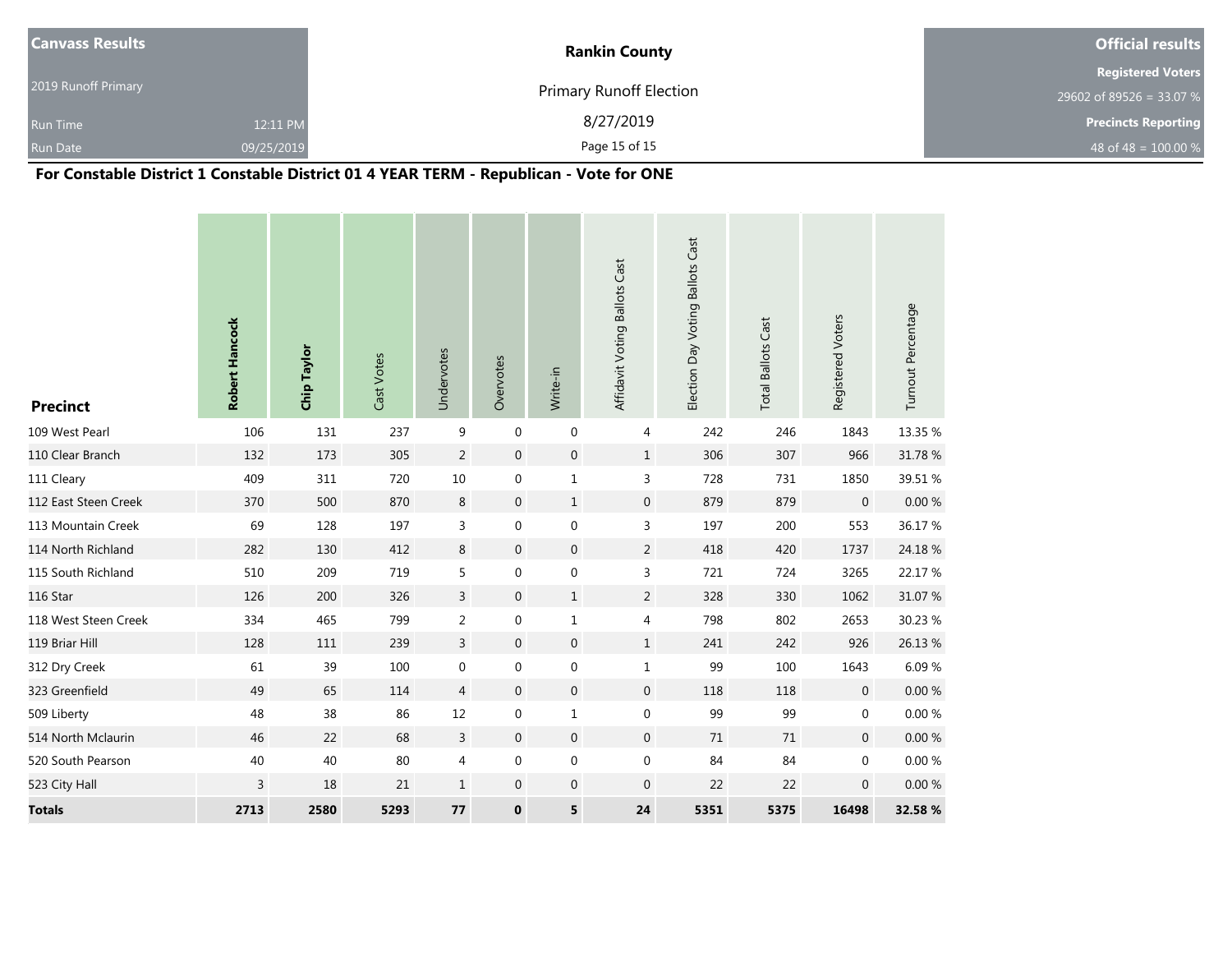| Canvass Results | Rankin County | Official results |
| --- | --- | --- |
| 2019 Runoff Primary | Primary Runoff Election | Registered Voters |
| Run Time 12:11 PM | 8/27/2019 | 29602 of 89526 = 33.07 % |
| Run Date 09/25/2019 | | Precincts Reporting |
| | | 48 of 48 = 100.00 % |

**For Constable District 1 Constable District 01 4 YEAR TERM - Republican - Vote for ONE**

| Precinct | Robert Hancock | Chip Taylor | Cast Votes | Undervotes | Overvotes | Write-in | Affidavit Voting Ballots Cast | Election Day Voting Ballots Cast | Total Ballots Cast | Registered Voters | Turnout Percentage |
| --- | --- | --- | --- | --- | --- | --- | --- | --- | --- | --- | --- |
| 109 West Pearl | 106 | 131 | 237 | 9 | 0 | 0 | 4 | 242 | 246 | 1843 | 13.35 % |
| 110 Clear Branch | 132 | 173 | 305 | 2 | 0 | 0 | 1 | 306 | 307 | 966 | 31.78 % |
| 111 Cleary | 409 | 311 | 720 | 10 | 0 | 1 | 3 | 728 | 731 | 1850 | 39.51 % |
| 112 East Steen Creek | 370 | 500 | 870 | 8 | 0 | 1 | 0 | 879 | 879 | 0 | 0.00 % |
| 113 Mountain Creek | 69 | 128 | 197 | 3 | 0 | 0 | 3 | 197 | 200 | 553 | 36.17 % |
| 114 North Richland | 282 | 130 | 412 | 8 | 0 | 0 | 2 | 418 | 420 | 1737 | 24.18 % |
| 115 South Richland | 510 | 209 | 719 | 5 | 0 | 0 | 3 | 721 | 724 | 3265 | 22.17 % |
| 116 Star | 126 | 200 | 326 | 3 | 0 | 1 | 2 | 328 | 330 | 1062 | 31.07 % |
| 118 West Steen Creek | 334 | 465 | 799 | 2 | 0 | 1 | 4 | 798 | 802 | 2653 | 30.23 % |
| 119 Briar Hill | 128 | 111 | 239 | 3 | 0 | 0 | 1 | 241 | 242 | 926 | 26.13 % |
| 312 Dry Creek | 61 | 39 | 100 | 0 | 0 | 0 | 1 | 99 | 100 | 1643 | 6.09 % |
| 323 Greenfield | 49 | 65 | 114 | 4 | 0 | 0 | 0 | 118 | 118 | 0 | 0.00 % |
| 509 Liberty | 48 | 38 | 86 | 12 | 0 | 1 | 0 | 99 | 99 | 0 | 0.00 % |
| 514 North Mclaurin | 46 | 22 | 68 | 3 | 0 | 0 | 0 | 71 | 71 | 0 | 0.00 % |
| 520 South Pearson | 40 | 40 | 80 | 4 | 0 | 0 | 0 | 84 | 84 | 0 | 0.00 % |
| 523 City Hall | 3 | 18 | 21 | 1 | 0 | 0 | 0 | 22 | 22 | 0 | 0.00 % |
| **Totals** | **2713** | **2580** | **5293** | **77** | **0** | **5** | **24** | **5351** | **5375** | **16498** | **32.58 %** |